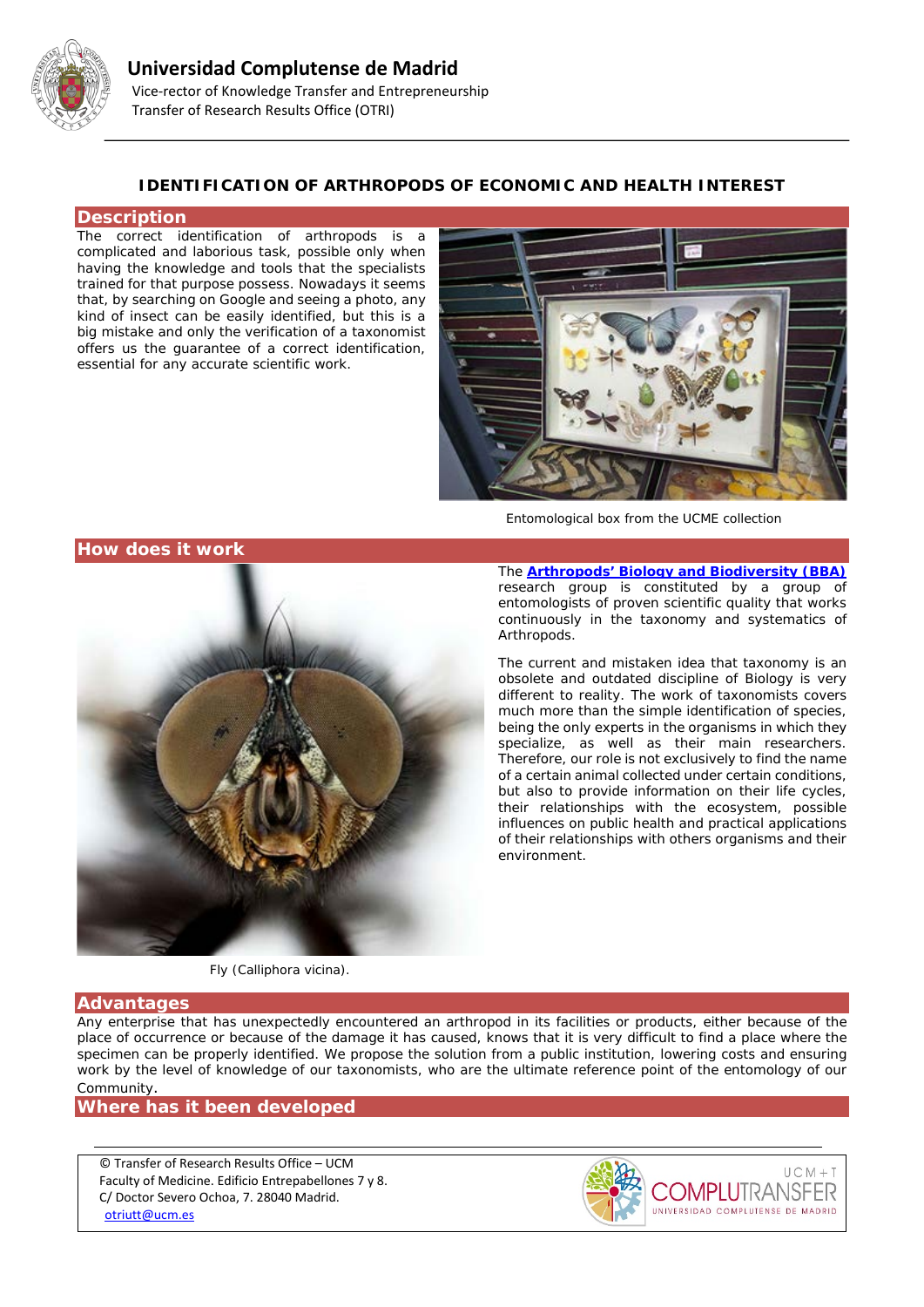**Universidad Complutense de Madrid**
Vice-rector of Knowledge Transfer and Entrepreneurship
Transfer of Research Results Office (OTRI)

# IDENTIFICATION OF ARTHROPODS OF ECONOMIC AND HEALTH INTEREST

## Description

The correct identification of arthropods is a complicated and laborious task, possible only when having the knowledge and tools that the specialists trained for that purpose possess. Nowadays it seems that, by searching on Google and seeing a photo, any kind of insect can be easily identified, but this is a big mistake and only the verification of a taxonomist offers us the guarantee of a correct identification, essential for any accurate scientific work.

Entomological box from the UCME collection

## How does it work

The **Arthropods' Biology and Biodiversity (BBA)** research group is constituted by a group of entomologists of proven scientific quality that works continuously in the taxonomy and systematics of Arthropods.

The current and mistaken idea that taxonomy is an obsolete and outdated discipline of Biology is very different to reality. The work of taxonomists covers much more than the simple identification of species, being the only experts in the organisms in which they specialize, as well as their main researchers. Therefore, our role is not exclusively to find the name of a certain animal collected under certain conditions, but also to provide information on their life cycles, their relationships with the ecosystem, possible influences on public health and practical applications of their relationships with others organisms and their environment.

Fly (Calliphora vicina).

## Advantages

Any enterprise that has unexpectedly encountered an arthropod in its facilities or products, either because of the place of occurrence or because of the damage it has caused, knows that it is very difficult to find a place where the specimen can be properly identified. We propose the solution from a public institution, lowering costs and ensuring work by the level of knowledge of our taxonomists, who are the ultimate reference point of the entomology of our Community.

## Where has it been developed

© Transfer of Research Results Office – UCM
Faculty of Medicine. Edificio Entrepabellones 7 y 8.
C/ Doctor Severo Ochoa, 7. 28040 Madrid.
otriutt@ucm.es

UCM+T COMPLUTRANSFER UNIVERSIDAD COMPLUTENSE DE MADRID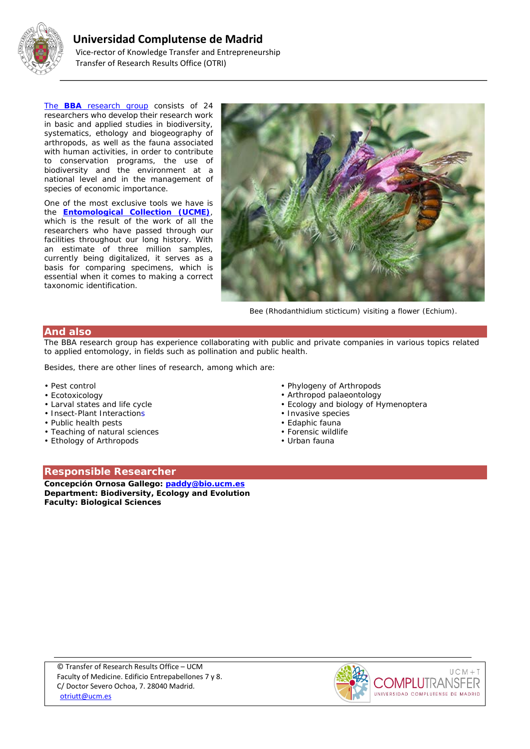The **BBA** research group consists of 24 researchers who develop their research work in basic and applied studies in biodiversity, systematics, ethology and biogeography of arthropods, as well as the fauna associated with human activities, in order to contribute to conservation programs, the use of biodiversity and the environment at a national level and in the management of species of economic importance.

One of the most exclusive tools we have is the **Entomological Collection (UCME)**, which is the result of the work of all the researchers who have passed through our facilities throughout our long history. With an estimate of three million samples, currently being digitalized, it serves as a basis for comparing specimens, which is essential when it comes to making a correct taxonomic identification.

Bee (Rhodanthidium sticticum) visiting a flower (Echium).

## And also

The BBA research group has experience collaborating with public and private companies in various topics related to applied entomology, in fields such as pollination and public health.

Besides, there are other lines of research, among which are:

- Pest control
- Ecotoxicology
- Larval states and life cycle
- Insect-Plant Interactions
- Public health pests
- Teaching of natural sciences
- Ethology of Arthropods
- Phylogeny of Arthropods
- Arthropod palaeontology
- Ecology and biology of Hymenoptera
- Invasive species
- Edaphic fauna
- Forensic wildlife
- Urban fauna

## Responsible Researcher

**Concepción Ornosa Gallego: paddy@bio.ucm.es**
**Department: Biodiversity, Ecology and Evolution**
**Faculty: Biological Sciences**

© Transfer of Research Results Office – UCM
Faculty of Medicine. Edificio Entrepabellones 7 y 8.
C/ Doctor Severo Ochoa, 7. 28040 Madrid.
otriutt@ucm.es